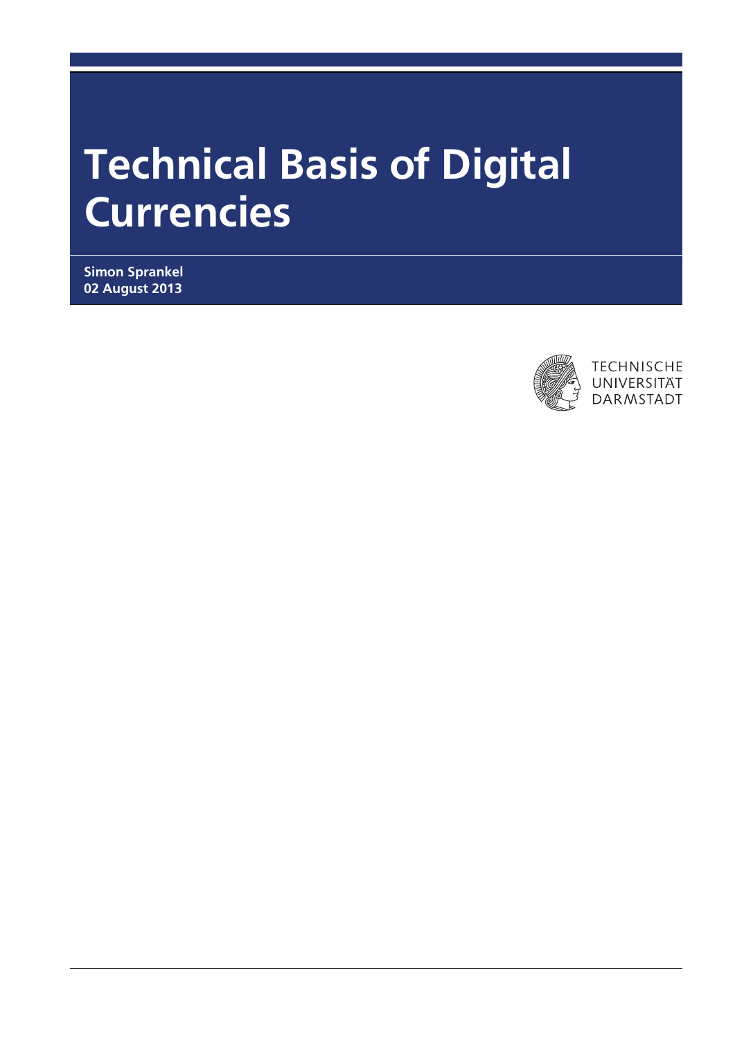# Technical Basis of Digital Currencies

**Simon Sprankel**
**02 August 2013**

TECHNISCHE
UNIVERSITÄT
DARMSTADT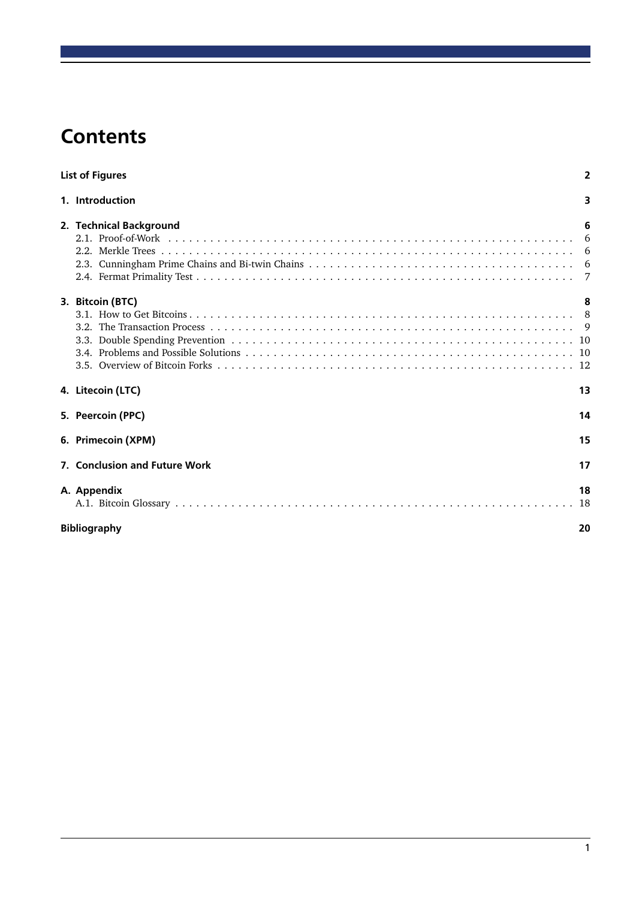# Contents

**List of Figures** **2**

**1. Introduction** **3**

**2. Technical Background** **6**
- 2.1. Proof-of-Work . . . 6
- 2.2. Merkle Trees . . . 6
- 2.3. Cunningham Prime Chains and Bi-twin Chains . . . 6
- 2.4. Fermat Primality Test . . . 7

**3. Bitcoin (BTC)** **8**
- 3.1. How to Get Bitcoins . . . 8
- 3.2. The Transaction Process . . . 9
- 3.3. Double Spending Prevention . . . 10
- 3.4. Problems and Possible Solutions . . . 10
- 3.5. Overview of Bitcoin Forks . . . 12

**4. Litecoin (LTC)** **13**

**5. Peercoin (PPC)** **14**

**6. Primecoin (XPM)** **15**

**7. Conclusion and Future Work** **17**

**A. Appendix** **18**
- A.1. Bitcoin Glossary . . . 18

**Bibliography** **20**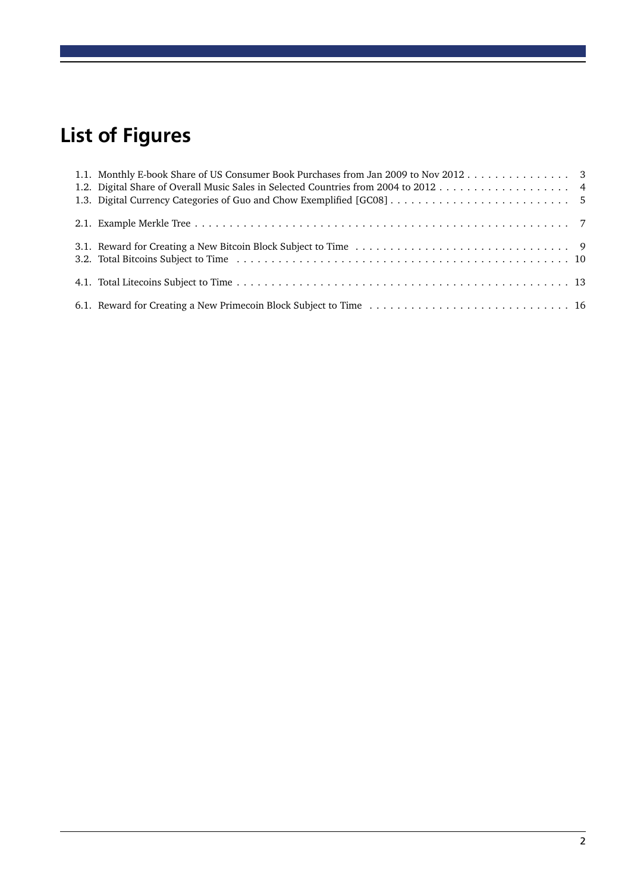# List of Figures

1.1. Monthly E-book Share of US Consumer Book Purchases from Jan 2009 to Nov 2012 . . . . . . . . . . . . . . . 3
1.2. Digital Share of Overall Music Sales in Selected Countries from 2004 to 2012 . . . . . . . . . . . . . . . . . . . 4
1.3. Digital Currency Categories of Guo and Chow Exemplified [GC08] . . . . . . . . . . . . . . . . . . . . . . . . . . 5

2.1. Example Merkle Tree . . . . . . . . . . . . . . . . . . . . . . . . . . . . . . . . . . . . . . . . . . . . . . . . . . . . . 7

3.1. Reward for Creating a New Bitcoin Block Subject to Time . . . . . . . . . . . . . . . . . . . . . . . . . . . . . . . 9
3.2. Total Bitcoins Subject to Time . . . . . . . . . . . . . . . . . . . . . . . . . . . . . . . . . . . . . . . . . . . . . . 10

4.1. Total Litecoins Subject to Time . . . . . . . . . . . . . . . . . . . . . . . . . . . . . . . . . . . . . . . . . . . . . . 13

6.1. Reward for Creating a New Primecoin Block Subject to Time . . . . . . . . . . . . . . . . . . . . . . . . . . . . . 16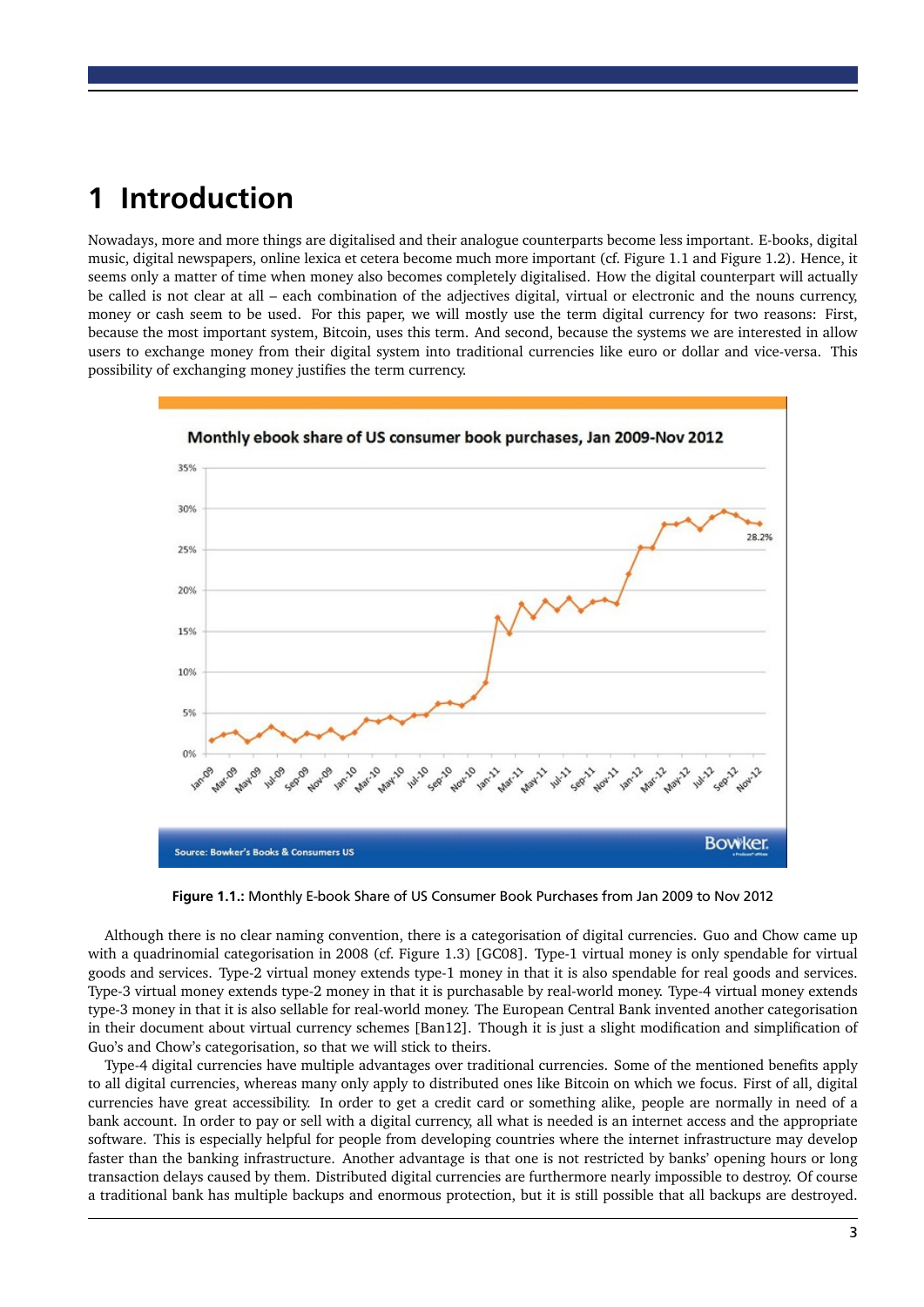# 1 Introduction

Nowadays, more and more things are digitalised and their analogue counterparts become less important. E-books, digital music, digital newspapers, online lexica et cetera become much more important (cf. Figure 1.1 and Figure 1.2). Hence, it seems only a matter of time when money also becomes completely digitalised. How the digital counterpart will actually be called is not clear at all – each combination of the adjectives digital, virtual or electronic and the nouns currency, money or cash seem to be used. For this paper, we will mostly use the term digital currency for two reasons: First, because the most important system, Bitcoin, uses this term. And second, because the systems we are interested in allow users to exchange money from their digital system into traditional currencies like euro or dollar and vice-versa. This possibility of exchanging money justifies the term currency.

**Figure 1.1.:** Monthly E-book Share of US Consumer Book Purchases from Jan 2009 to Nov 2012

Although there is no clear naming convention, there is a categorisation of digital currencies. Guo and Chow came up with a quadrinomial categorisation in 2008 (cf. Figure 1.3) [GC08]. Type-1 virtual money is only spendable for virtual goods and services. Type-2 virtual money extends type-1 money in that it is also spendable for real goods and services. Type-3 virtual money extends type-2 money in that it is purchasable by real-world money. Type-4 virtual money extends type-3 money in that it is also sellable for real-world money. The European Central Bank invented another categorisation in their document about virtual currency schemes [Ban12]. Though it is just a slight modification and simplification of Guo's and Chow's categorisation, so that we will stick to theirs.

Type-4 digital currencies have multiple advantages over traditional currencies. Some of the mentioned benefits apply to all digital currencies, whereas many only apply to distributed ones like Bitcoin on which we focus. First of all, digital currencies have great accessibility. In order to get a credit card or something alike, people are normally in need of a bank account. In order to pay or sell with a digital currency, all what is needed is an internet access and the appropriate software. This is especially helpful for people from developing countries where the internet infrastructure may develop faster than the banking infrastructure. Another advantage is that one is not restricted by banks' opening hours or long transaction delays caused by them. Distributed digital currencies are furthermore nearly impossible to destroy. Of course a traditional bank has multiple backups and enormous protection, but it is still possible that all backups are destroyed.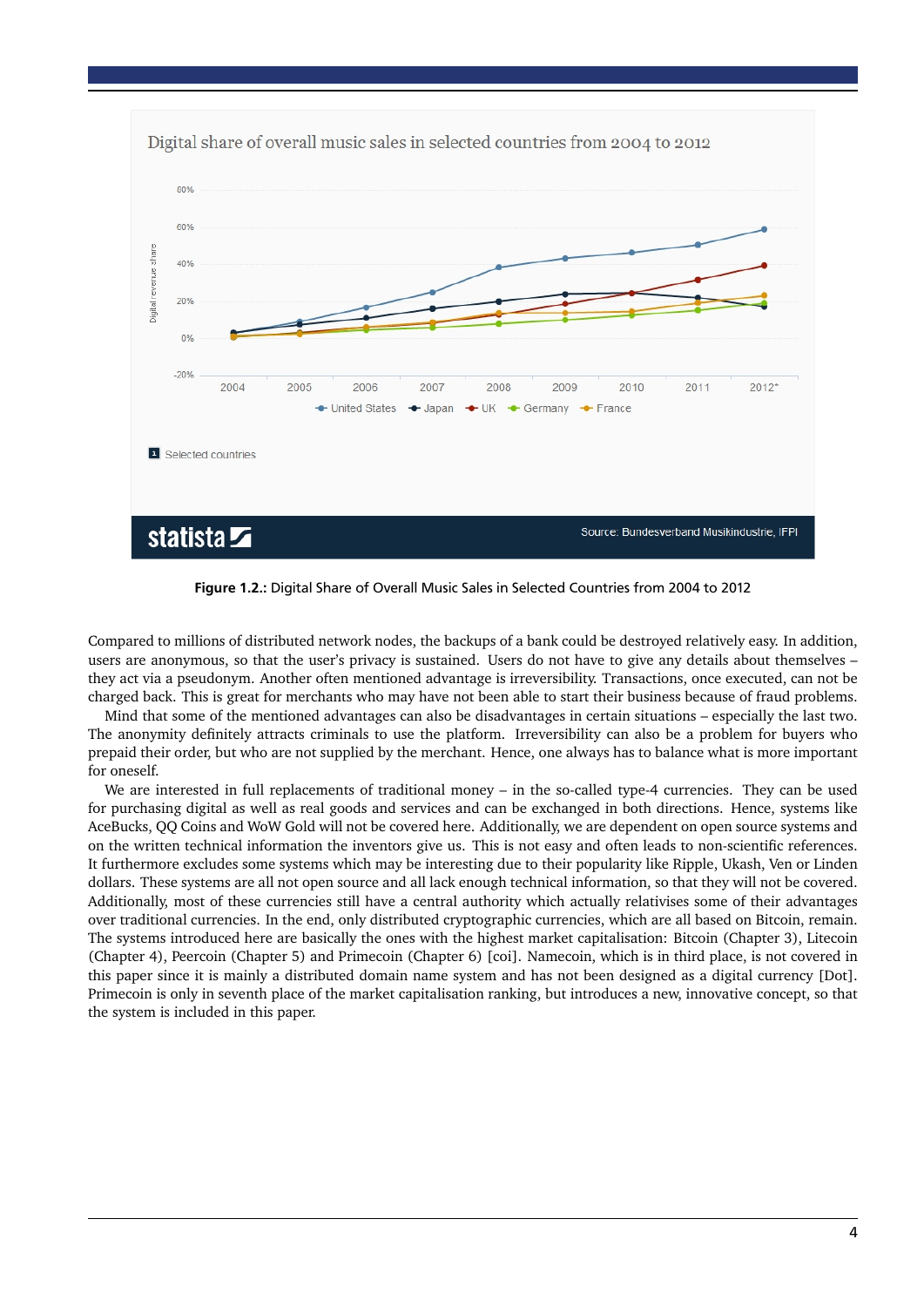**Figure 1.2.:** Digital Share of Overall Music Sales in Selected Countries from 2004 to 2012

Compared to millions of distributed network nodes, the backups of a bank could be destroyed relatively easy. In addition, users are anonymous, so that the user's privacy is sustained. Users do not have to give any details about themselves – they act via a pseudonym. Another often mentioned advantage is irreversibility. Transactions, once executed, can not be charged back. This is great for merchants who may have not been able to start their business because of fraud problems.

Mind that some of the mentioned advantages can also be disadvantages in certain situations – especially the last two. The anonymity definitely attracts criminals to use the platform. Irreversibility can also be a problem for buyers who prepaid their order, but who are not supplied by the merchant. Hence, one always has to balance what is more important for oneself.

We are interested in full replacements of traditional money – in the so-called type-4 currencies. They can be used for purchasing digital as well as real goods and services and can be exchanged in both directions. Hence, systems like AceBucks, QQ Coins and WoW Gold will not be covered here. Additionally, we are dependent on open source systems and on the written technical information the inventors give us. This is not easy and often leads to non-scientific references. It furthermore excludes some systems which may be interesting due to their popularity like Ripple, Ukash, Ven or Linden dollars. These systems are all not open source and all lack enough technical information, so that they will not be covered. Additionally, most of these currencies still have a central authority which actually relativises some of their advantages over traditional currencies. In the end, only distributed cryptographic currencies, which are all based on Bitcoin, remain. The systems introduced here are basically the ones with the highest market capitalisation: Bitcoin (Chapter 3), Litecoin (Chapter 4), Peercoin (Chapter 5) and Primecoin (Chapter 6) [coi]. Namecoin, which is in third place, is not covered in this paper since it is mainly a distributed domain name system and has not been designed as a digital currency [Dot]. Primecoin is only in seventh place of the market capitalisation ranking, but introduces a new, innovative concept, so that the system is included in this paper.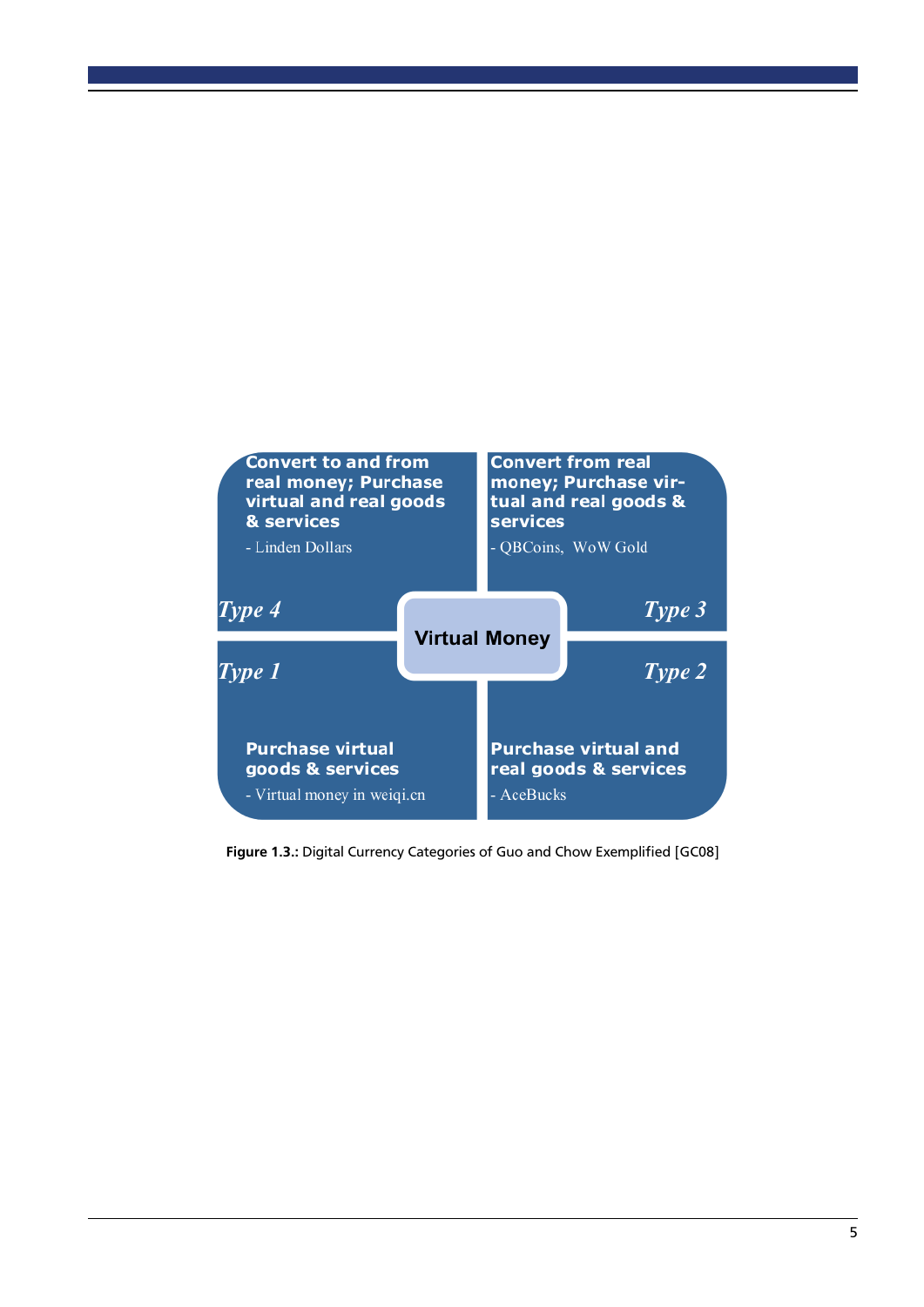Convert to and from real money; Purchase virtual and real goods & services

- Linden Dollars

Type 4

Convert from real money; Purchase virtual and real goods & services

- QBCoins, WoW Gold

Type 3

Virtual Money

Type 1

Purchase virtual goods & services

- Virtual money in weiqi.cn

Type 2

Purchase virtual and real goods & services

- AceBucks

**Figure 1.3.:** Digital Currency Categories of Guo and Chow Exemplified [GC08]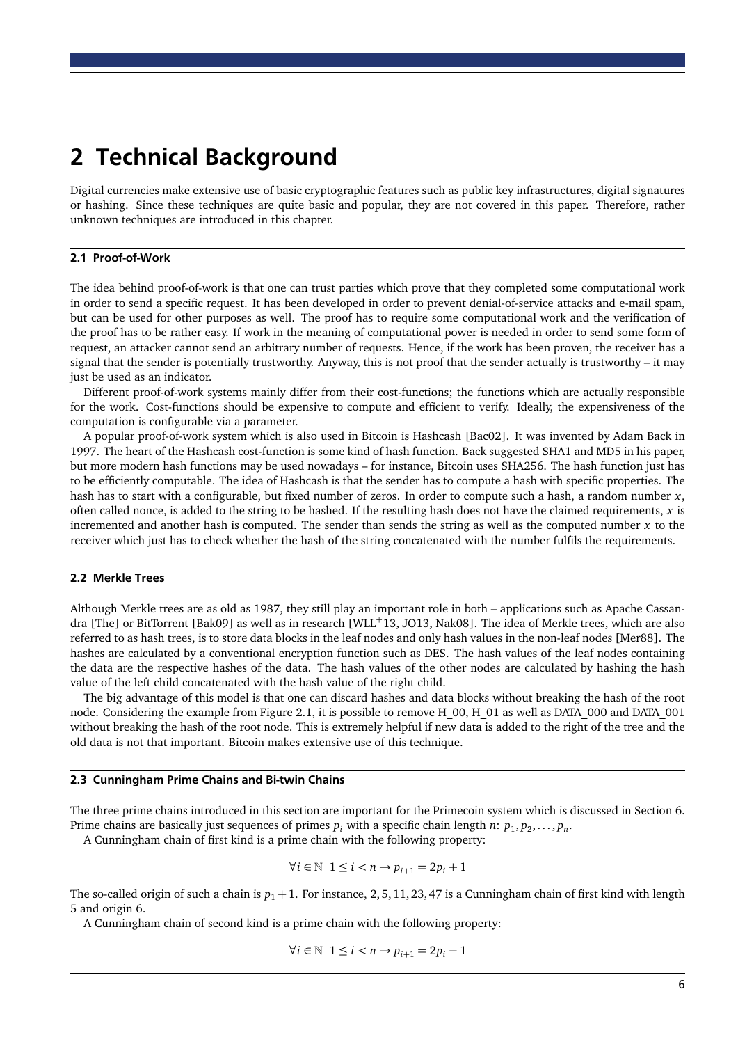# 2 Technical Background

Digital currencies make extensive use of basic cryptographic features such as public key infrastructures, digital signatures or hashing. Since these techniques are quite basic and popular, they are not covered in this paper. Therefore, rather unknown techniques are introduced in this chapter.

## 2.1 Proof-of-Work

The idea behind proof-of-work is that one can trust parties which prove that they completed some computational work in order to send a specific request. It has been developed in order to prevent denial-of-service attacks and e-mail spam, but can be used for other purposes as well. The proof has to require some computational work and the verification of the proof has to be rather easy. If work in the meaning of computational power is needed in order to send some form of request, an attacker cannot send an arbitrary number of requests. Hence, if the work has been proven, the receiver has a signal that the sender is potentially trustworthy. Anyway, this is not proof that the sender actually is trustworthy – it may just be used as an indicator.

Different proof-of-work systems mainly differ from their cost-functions; the functions which are actually responsible for the work. Cost-functions should be expensive to compute and efficient to verify. Ideally, the expensiveness of the computation is configurable via a parameter.

A popular proof-of-work system which is also used in Bitcoin is Hashcash [Bac02]. It was invented by Adam Back in 1997. The heart of the Hashcash cost-function is some kind of hash function. Back suggested SHA1 and MD5 in his paper, but more modern hash functions may be used nowadays – for instance, Bitcoin uses SHA256. The hash function just has to be efficiently computable. The idea of Hashcash is that the sender has to compute a hash with specific properties. The hash has to start with a configurable, but fixed number of zeros. In order to compute such a hash, a random number $x$, often called nonce, is added to the string to be hashed. If the resulting hash does not have the claimed requirements, $x$ is incremented and another hash is computed. The sender than sends the string as well as the computed number $x$ to the receiver which just has to check whether the hash of the string concatenated with the number fulfils the requirements.

## 2.2 Merkle Trees

Although Merkle trees are as old as 1987, they still play an important role in both – applications such as Apache Cassandra [The] or BitTorrent [Bak09] as well as in research [WLL+13, JO13, Nak08]. The idea of Merkle trees, which are also referred to as hash trees, is to store data blocks in the leaf nodes and only hash values in the non-leaf nodes [Mer88]. The hashes are calculated by a conventional encryption function such as DES. The hash values of the leaf nodes containing the data are the respective hashes of the data. The hash values of the other nodes are calculated by hashing the hash value of the left child concatenated with the hash value of the right child.

The big advantage of this model is that one can discard hashes and data blocks without breaking the hash of the root node. Considering the example from Figure 2.1, it is possible to remove H_00, H_01 as well as DATA_000 and DATA_001 without breaking the hash of the root node. This is extremely helpful if new data is added to the right of the tree and the old data is not that important. Bitcoin makes extensive use of this technique.

## 2.3 Cunningham Prime Chains and Bi-twin Chains

The three prime chains introduced in this section are important for the Primecoin system which is discussed in Section 6. Prime chains are basically just sequences of primes $p_i$ with a specific chain length $n$: $p_1, p_2, \dots, p_n$.

A Cunningham chain of first kind is a prime chain with the following property:

$$\forall i \in \mathbb{N} \;\; 1 \leq i < n \rightarrow p_{i+1} = 2p_i + 1$$

The so-called origin of such a chain is $p_1 + 1$. For instance, $2, 5, 11, 23, 47$ is a Cunningham chain of first kind with length 5 and origin 6.

A Cunningham chain of second kind is a prime chain with the following property:

$$\forall i \in \mathbb{N} \;\; 1 \leq i < n \rightarrow p_{i+1} = 2p_i - 1$$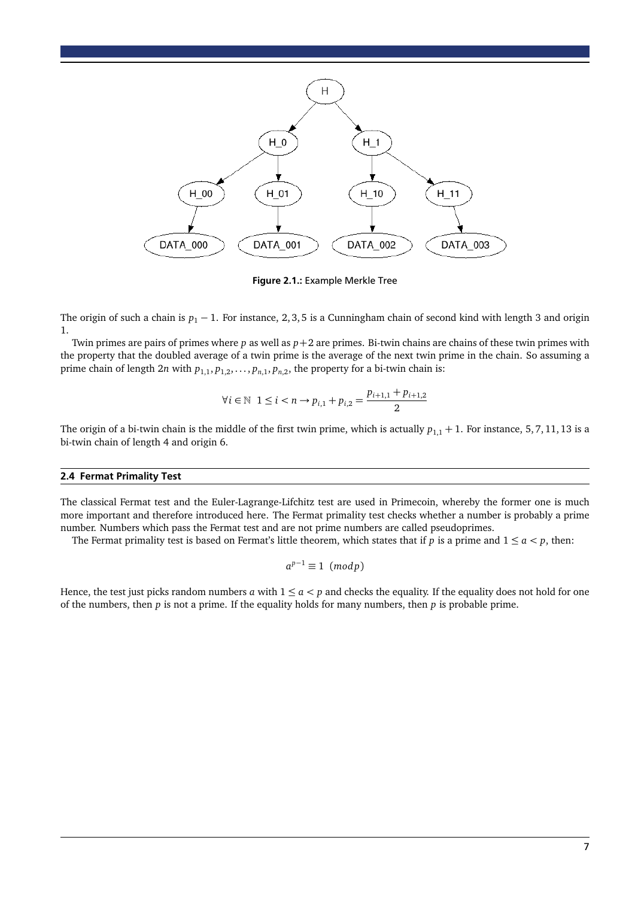**Figure 2.1.:** Example Merkle Tree

The origin of such a chain is $p_1 - 1$. For instance, $2, 3, 5$ is a Cunningham chain of second kind with length 3 and origin 1.

Twin primes are pairs of primes where $p$ as well as $p+2$ are primes. Bi-twin chains are chains of these twin primes with the property that the doubled average of a twin prime is the average of the next twin prime in the chain. So assuming a prime chain of length $2n$ with $p_{1,1}, p_{1,2}, \ldots, p_{n,1}, p_{n,2}$, the property for a bi-twin chain is:

$$\forall i \in \mathbb{N} \;\; 1 \leq i < n \rightarrow p_{i,1} + p_{i,2} = \frac{p_{i+1,1} + p_{i+1,2}}{2}$$

The origin of a bi-twin chain is the middle of the first twin prime, which is actually $p_{1,1} + 1$. For instance, $5, 7, 11, 13$ is a bi-twin chain of length 4 and origin 6.

## 2.4 Fermat Primality Test

The classical Fermat test and the Euler-Lagrange-Lifchitz test are used in Primecoin, whereby the former one is much more important and therefore introduced here. The Fermat primality test checks whether a number is probably a prime number. Numbers which pass the Fermat test and are not prime numbers are called pseudoprimes.

The Fermat primality test is based on Fermat's little theorem, which states that if $p$ is a prime and $1 \leq a < p$, then:

$$a^{p-1} \equiv 1 \pmod{p}$$

Hence, the test just picks random numbers $a$ with $1 \leq a < p$ and checks the equality. If the equality does not hold for one of the numbers, then $p$ is not a prime. If the equality holds for many numbers, then $p$ is probable prime.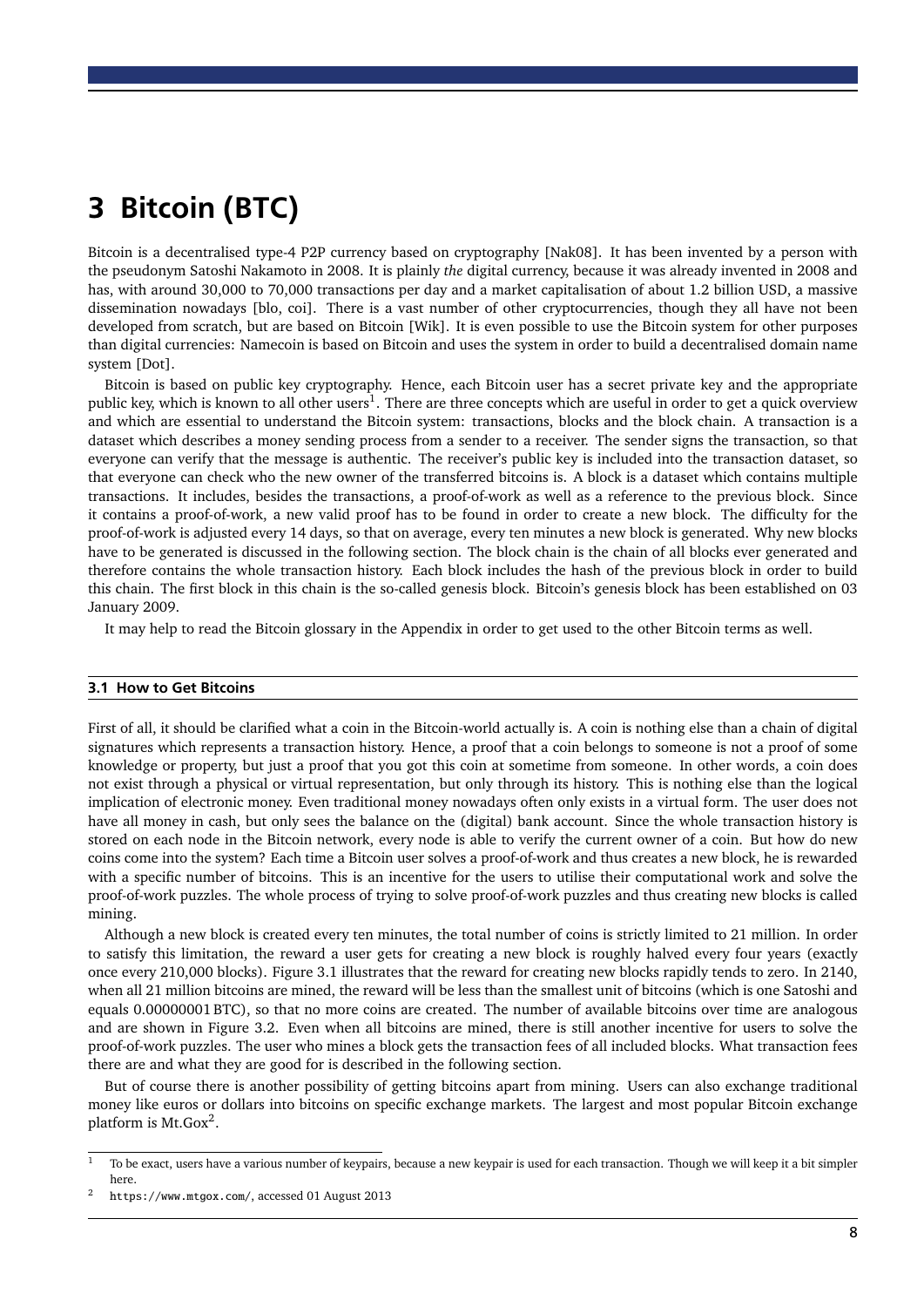# 3 Bitcoin (BTC)

Bitcoin is a decentralised type-4 P2P currency based on cryptography [Nak08]. It has been invented by a person with the pseudonym Satoshi Nakamoto in 2008. It is plainly *the* digital currency, because it was already invented in 2008 and has, with around 30,000 to 70,000 transactions per day and a market capitalisation of about 1.2 billion USD, a massive dissemination nowadays [blo, coi]. There is a vast number of other cryptocurrencies, though they all have not been developed from scratch, but are based on Bitcoin [Wik]. It is even possible to use the Bitcoin system for other purposes than digital currencies: Namecoin is based on Bitcoin and uses the system in order to build a decentralised domain name system [Dot].

Bitcoin is based on public key cryptography. Hence, each Bitcoin user has a secret private key and the appropriate public key, which is known to all other users[1]. There are three concepts which are useful in order to get a quick overview and which are essential to understand the Bitcoin system: transactions, blocks and the block chain. A transaction is a dataset which describes a money sending process from a sender to a receiver. The sender signs the transaction, so that everyone can verify that the message is authentic. The receiver's public key is included into the transaction dataset, so that everyone can check who the new owner of the transferred bitcoins is. A block is a dataset which contains multiple transactions. It includes, besides the transactions, a proof-of-work as well as a reference to the previous block. Since it contains a proof-of-work, a new valid proof has to be found in order to create a new block. The difficulty for the proof-of-work is adjusted every 14 days, so that on average, every ten minutes a new block is generated. Why new blocks have to be generated is discussed in the following section. The block chain is the chain of all blocks ever generated and therefore contains the whole transaction history. Each block includes the hash of the previous block in order to build this chain. The first block in this chain is the so-called genesis block. Bitcoin's genesis block has been established on 03 January 2009.

It may help to read the Bitcoin glossary in the Appendix in order to get used to the other Bitcoin terms as well.

## 3.1 How to Get Bitcoins

First of all, it should be clarified what a coin in the Bitcoin-world actually is. A coin is nothing else than a chain of digital signatures which represents a transaction history. Hence, a proof that a coin belongs to someone is not a proof of some knowledge or property, but just a proof that you got this coin at sometime from someone. In other words, a coin does not exist through a physical or virtual representation, but only through its history. This is nothing else than the logical implication of electronic money. Even traditional money nowadays often only exists in a virtual form. The user does not have all money in cash, but only sees the balance on the (digital) bank account. Since the whole transaction history is stored on each node in the Bitcoin network, every node is able to verify the current owner of a coin. But how do new coins come into the system? Each time a Bitcoin user solves a proof-of-work and thus creates a new block, he is rewarded with a specific number of bitcoins. This is an incentive for the users to utilise their computational work and solve the proof-of-work puzzles. The whole process of trying to solve proof-of-work puzzles and thus creating new blocks is called mining.

Although a new block is created every ten minutes, the total number of coins is strictly limited to 21 million. In order to satisfy this limitation, the reward a user gets for creating a new block is roughly halved every four years (exactly once every 210,000 blocks). Figure 3.1 illustrates that the reward for creating new blocks rapidly tends to zero. In 2140, when all 21 million bitcoins are mined, the reward will be less than the smallest unit of bitcoins (which is one Satoshi and equals 0.00000001 BTC), so that no more coins are created. The number of available bitcoins over time are analogous and are shown in Figure 3.2. Even when all bitcoins are mined, there is still another incentive for users to solve the proof-of-work puzzles. The user who mines a block gets the transaction fees of all included blocks. What transaction fees there are and what they are good for is described in the following section.

But of course there is another possibility of getting bitcoins apart from mining. Users can also exchange traditional money like euros or dollars into bitcoins on specific exchange markets. The largest and most popular Bitcoin exchange platform is Mt.Gox[2].

---

[1] To be exact, users have a various number of keypairs, because a new keypair is used for each transaction. Though we will keep it a bit simpler here.

[2] https://www.mtgox.com/, accessed 01 August 2013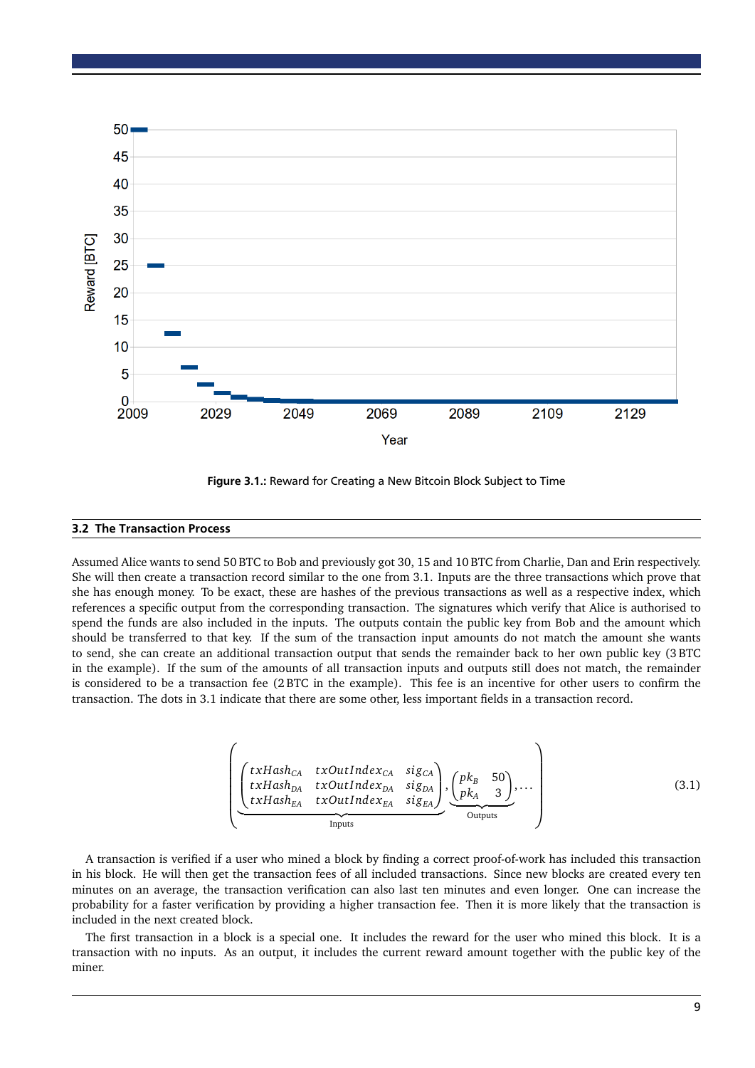Figure 3.1.: Reward for Creating a New Bitcoin Block Subject to Time

## 3.2 The Transaction Process

Assumed Alice wants to send 50 BTC to Bob and previously got 30, 15 and 10 BTC from Charlie, Dan and Erin respectively. She will then create a transaction record similar to the one from 3.1. Inputs are the three transactions which prove that she has enough money. To be exact, these are hashes of the previous transactions as well as a respective index, which references a specific output from the corresponding transaction. The signatures which verify that Alice is authorised to spend the funds are also included in the inputs. The outputs contain the public key from Bob and the amount which should be transferred to that key. If the sum of the transaction input amounts do not match the amount she wants to send, she can create an additional transaction output that sends the remainder back to her own public key (3 BTC in the example). If the sum of the amounts of all transaction inputs and outputs still does not match, the remainder is considered to be a transaction fee (2 BTC in the example). This fee is an incentive for other users to confirm the transaction. The dots in 3.1 indicate that there are some other, less important fields in a transaction record.

$$\left( \underbrace{\begin{pmatrix} txHash_{CA} & txOutIndex_{CA} & sig_{CA} \\ txHash_{DA} & txOutIndex_{DA} & sig_{DA} \\ txHash_{EA} & txOutIndex_{EA} & sig_{EA} \end{pmatrix}}_{\text{Inputs}}, \underbrace{\begin{pmatrix} pk_B & 50 \\ pk_A & 3 \end{pmatrix}}_{\text{Outputs}}, \dots \right) \tag{3.1}$$

A transaction is verified if a user who mined a block by finding a correct proof-of-work has included this transaction in his block. He will then get the transaction fees of all included transactions. Since new blocks are created every ten minutes on an average, the transaction verification can also last ten minutes and even longer. One can increase the probability for a faster verification by providing a higher transaction fee. Then it is more likely that the transaction is included in the next created block.

The first transaction in a block is a special one. It includes the reward for the user who mined this block. It is a transaction with no inputs. As an output, it includes the current reward amount together with the public key of the miner.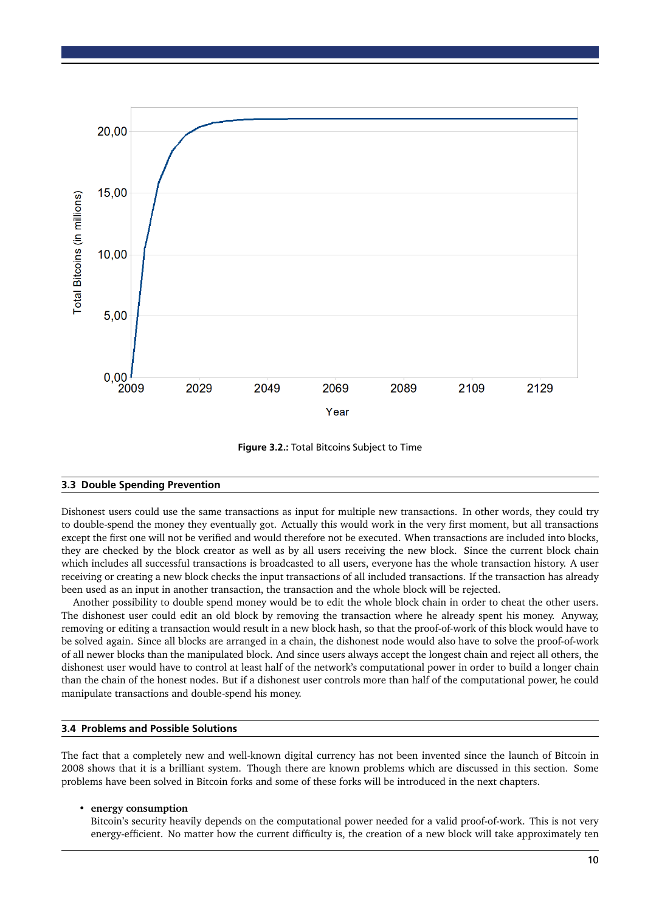**Figure 3.2.:** Total Bitcoins Subject to Time

### 3.3 Double Spending Prevention

Dishonest users could use the same transactions as input for multiple new transactions. In other words, they could try to double-spend the money they eventually got. Actually this would work in the very first moment, but all transactions except the first one will not be verified and would therefore not be executed. When transactions are included into blocks, they are checked by the block creator as well as by all users receiving the new block. Since the current block chain which includes all successful transactions is broadcasted to all users, everyone has the whole transaction history. A user receiving or creating a new block checks the input transactions of all included transactions. If the transaction has already been used as an input in another transaction, the transaction and the whole block will be rejected.

Another possibility to double spend money would be to edit the whole block chain in order to cheat the other users. The dishonest user could edit an old block by removing the transaction where he already spent his money. Anyway, removing or editing a transaction would result in a new block hash, so that the proof-of-work of this block would have to be solved again. Since all blocks are arranged in a chain, the dishonest node would also have to solve the proof-of-work of all newer blocks than the manipulated block. And since users always accept the longest chain and reject all others, the dishonest user would have to control at least half of the network's computational power in order to build a longer chain than the chain of the honest nodes. But if a dishonest user controls more than half of the computational power, he could manipulate transactions and double-spend his money.

### 3.4 Problems and Possible Solutions

The fact that a completely new and well-known digital currency has not been invented since the launch of Bitcoin in 2008 shows that it is a brilliant system. Though there are known problems which are discussed in this section. Some problems have been solved in Bitcoin forks and some of these forks will be introduced in the next chapters.

- **energy consumption**
  Bitcoin's security heavily depends on the computational power needed for a valid proof-of-work. This is not very energy-efficient. No matter how the current difficulty is, the creation of a new block will take approximately ten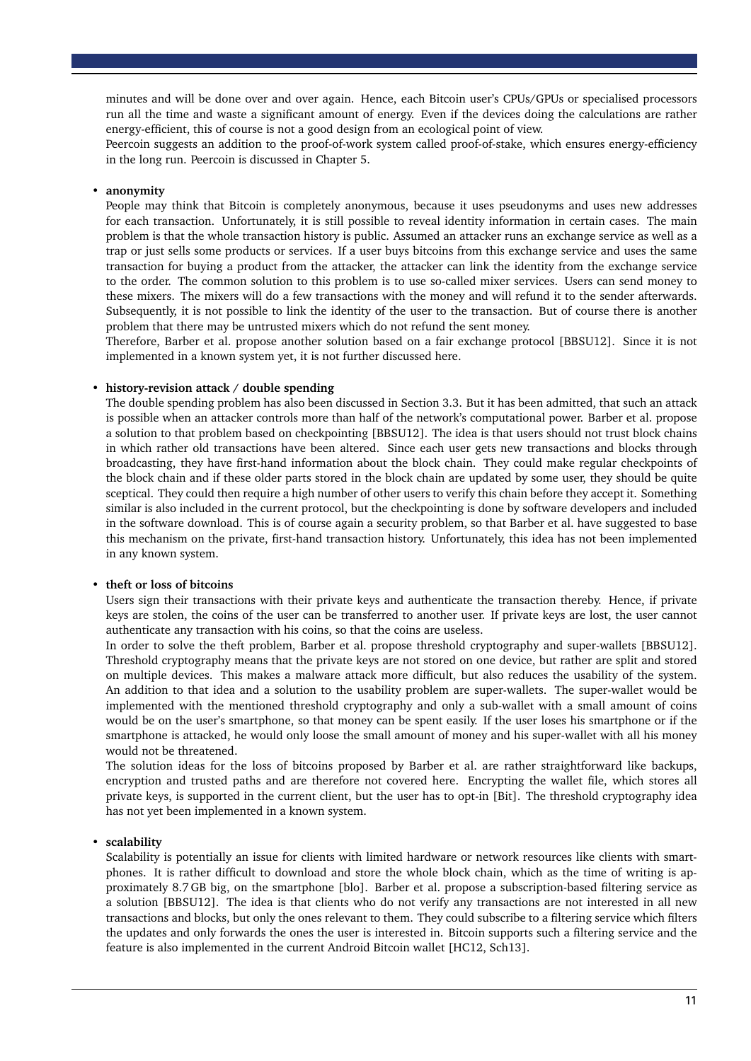minutes and will be done over and over again. Hence, each Bitcoin user's CPUs/GPUs or specialised processors run all the time and waste a significant amount of energy. Even if the devices doing the calculations are rather energy-efficient, this of course is not a good design from an ecological point of view.
Peercoin suggests an addition to the proof-of-work system called proof-of-stake, which ensures energy-efficiency in the long run. Peercoin is discussed in Chapter 5.

- **anonymity**
  People may think that Bitcoin is completely anonymous, because it uses pseudonyms and uses new addresses for each transaction. Unfortunately, it is still possible to reveal identity information in certain cases. The main problem is that the whole transaction history is public. Assumed an attacker runs an exchange service as well as a trap or just sells some products or services. If a user buys bitcoins from this exchange service and uses the same transaction for buying a product from the attacker, the attacker can link the identity from the exchange service to the order. The common solution to this problem is to use so-called mixer services. Users can send money to these mixers. The mixers will do a few transactions with the money and will refund it to the sender afterwards. Subsequently, it is not possible to link the identity of the user to the transaction. But of course there is another problem that there may be untrusted mixers which do not refund the sent money.
  Therefore, Barber et al. propose another solution based on a fair exchange protocol [BBSU12]. Since it is not implemented in a known system yet, it is not further discussed here.

- **history-revision attack / double spending**
  The double spending problem has also been discussed in Section 3.3. But it has been admitted, that such an attack is possible when an attacker controls more than half of the network's computational power. Barber et al. propose a solution to that problem based on checkpointing [BBSU12]. The idea is that users should not trust block chains in which rather old transactions have been altered. Since each user gets new transactions and blocks through broadcasting, they have first-hand information about the block chain. They could make regular checkpoints of the block chain and if these older parts stored in the block chain are updated by some user, they should be quite sceptical. They could then require a high number of other users to verify this chain before they accept it. Something similar is also included in the current protocol, but the checkpointing is done by software developers and included in the software download. This is of course again a security problem, so that Barber et al. have suggested to base this mechanism on the private, first-hand transaction history. Unfortunately, this idea has not been implemented in any known system.

- **theft or loss of bitcoins**
  Users sign their transactions with their private keys and authenticate the transaction thereby. Hence, if private keys are stolen, the coins of the user can be transferred to another user. If private keys are lost, the user cannot authenticate any transaction with his coins, so that the coins are useless.
  In order to solve the theft problem, Barber et al. propose threshold cryptography and super-wallets [BBSU12]. Threshold cryptography means that the private keys are not stored on one device, but rather are split and stored on multiple devices. This makes a malware attack more difficult, but also reduces the usability of the system. An addition to that idea and a solution to the usability problem are super-wallets. The super-wallet would be implemented with the mentioned threshold cryptography and only a sub-wallet with a small amount of coins would be on the user's smartphone, so that money can be spent easily. If the user loses his smartphone or if the smartphone is attacked, he would only loose the small amount of money and his super-wallet with all his money would not be threatened.
  The solution ideas for the loss of bitcoins proposed by Barber et al. are rather straightforward like backups, encryption and trusted paths and are therefore not covered here. Encrypting the wallet file, which stores all private keys, is supported in the current client, but the user has to opt-in [Bit]. The threshold cryptography idea has not yet been implemented in a known system.

- **scalability**
  Scalability is potentially an issue for clients with limited hardware or network resources like clients with smartphones. It is rather difficult to download and store the whole block chain, which as the time of writing is approximately 8.7 GB big, on the smartphone [blo]. Barber et al. propose a subscription-based filtering service as a solution [BBSU12]. The idea is that clients who do not verify any transactions are not interested in all new transactions and blocks, but only the ones relevant to them. They could subscribe to a filtering service which filters the updates and only forwards the ones the user is interested in. Bitcoin supports such a filtering service and the feature is also implemented in the current Android Bitcoin wallet [HC12, Sch13].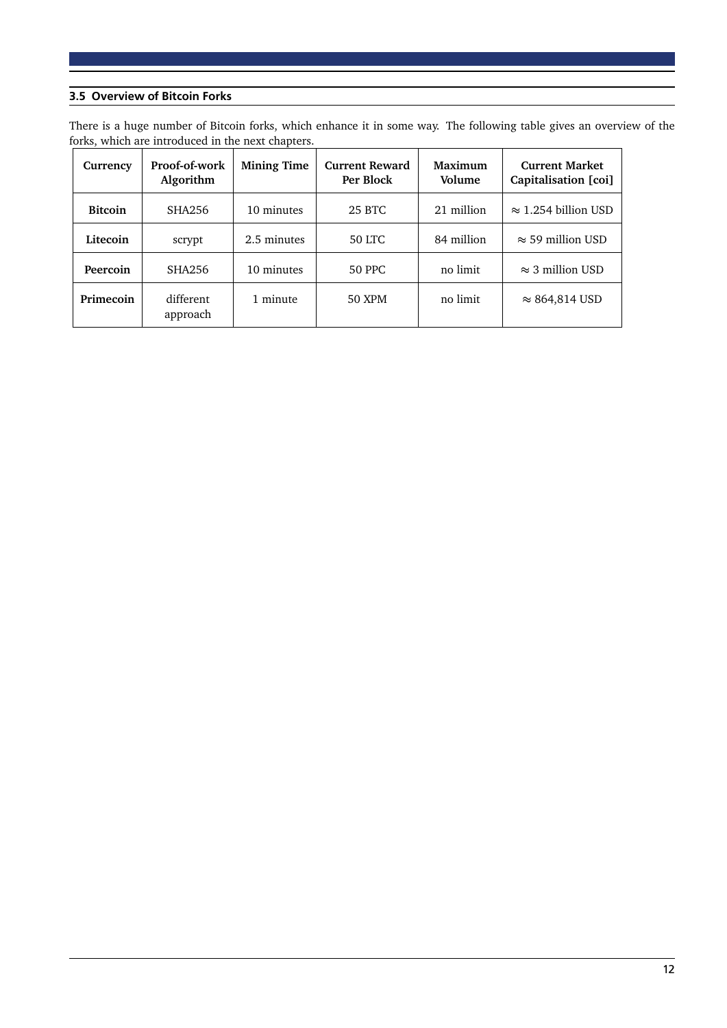### 3.5 Overview of Bitcoin Forks

There is a huge number of Bitcoin forks, which enhance it in some way. The following table gives an overview of the forks, which are introduced in the next chapters.

| Currency | Proof-of-work Algorithm | Mining Time | Current Reward Per Block | Maximum Volume | Current Market Capitalisation [coi] |
|---|---|---|---|---|---|
| **Bitcoin** | SHA256 | 10 minutes | 25 BTC | 21 million | $\approx$ 1.254 billion USD |
| **Litecoin** | scrypt | 2.5 minutes | 50 LTC | 84 million | $\approx$ 59 million USD |
| **Peercoin** | SHA256 | 10 minutes | 50 PPC | no limit | $\approx$ 3 million USD |
| **Primecoin** | different approach | 1 minute | 50 XPM | no limit | $\approx$ 864,814 USD |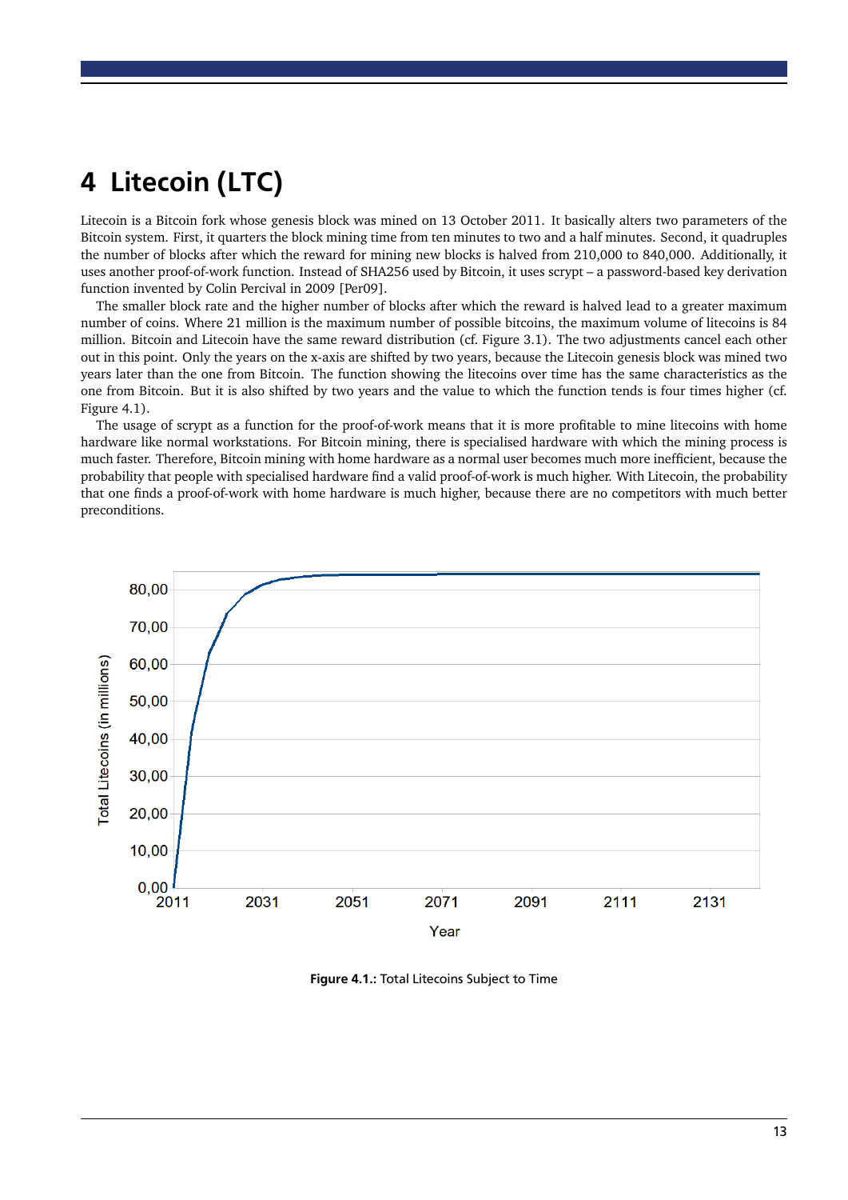# 4 Litecoin (LTC)

Litecoin is a Bitcoin fork whose genesis block was mined on 13 October 2011. It basically alters two parameters of the Bitcoin system. First, it quarters the block mining time from ten minutes to two and a half minutes. Second, it quadruples the number of blocks after which the reward for mining new blocks is halved from 210,000 to 840,000. Additionally, it uses another proof-of-work function. Instead of SHA256 used by Bitcoin, it uses scrypt – a password-based key derivation function invented by Colin Percival in 2009 [Per09].

The smaller block rate and the higher number of blocks after which the reward is halved lead to a greater maximum number of coins. Where 21 million is the maximum number of possible bitcoins, the maximum volume of litecoins is 84 million. Bitcoin and Litecoin have the same reward distribution (cf. Figure 3.1). The two adjustments cancel each other out in this point. Only the years on the x-axis are shifted by two years, because the Litecoin genesis block was mined two years later than the one from Bitcoin. The function showing the litecoins over time has the same characteristics as the one from Bitcoin. But it is also shifted by two years and the value to which the function tends is four times higher (cf. Figure 4.1).

The usage of scrypt as a function for the proof-of-work means that it is more profitable to mine litecoins with home hardware like normal workstations. For Bitcoin mining, there is specialised hardware with which the mining process is much faster. Therefore, Bitcoin mining with home hardware as a normal user becomes much more inefficient, because the probability that people with specialised hardware find a valid proof-of-work is much higher. With Litecoin, the probability that one finds a proof-of-work with home hardware is much higher, because there are no competitors with much better preconditions.

**Figure 4.1.:** Total Litecoins Subject to Time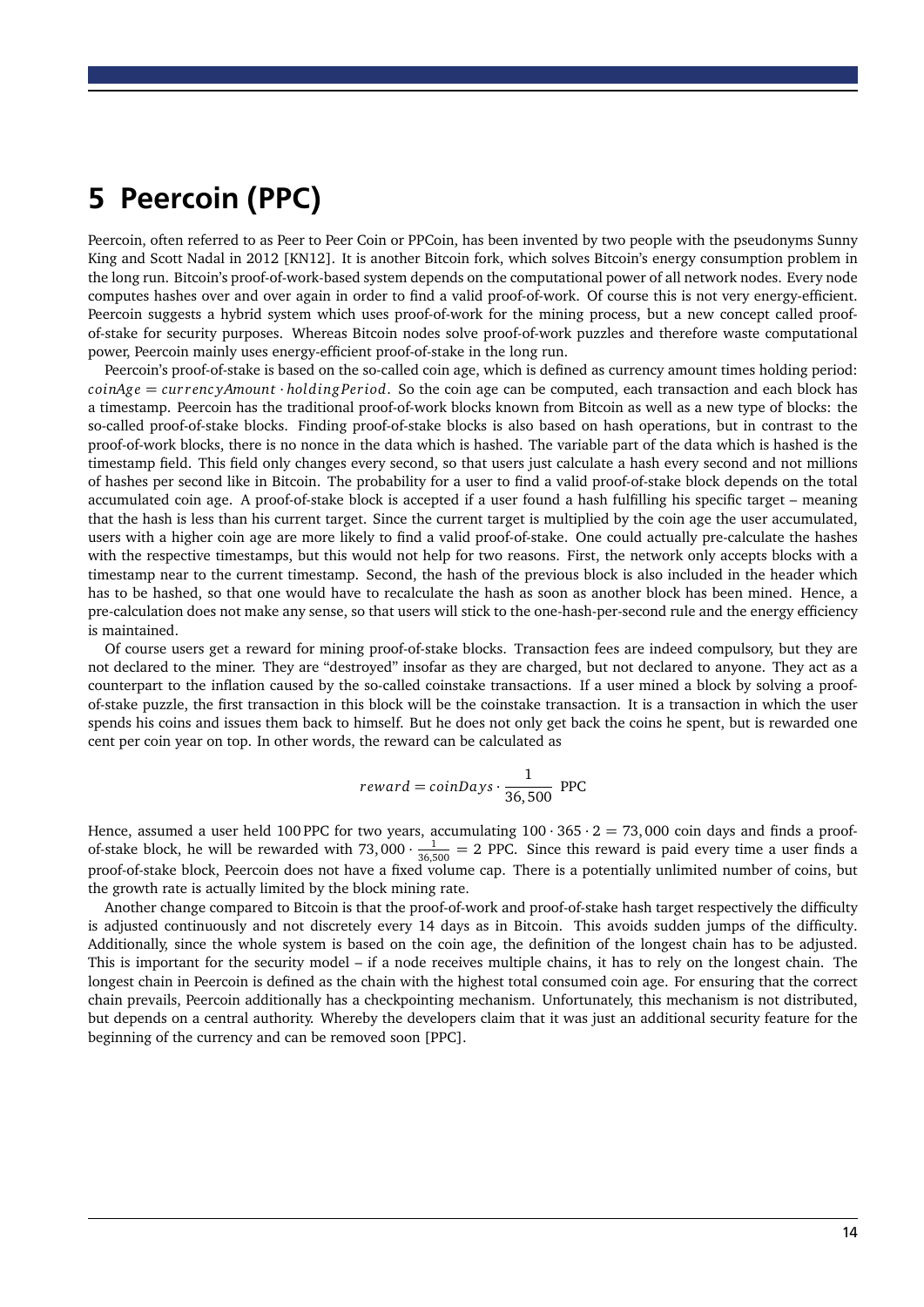# 5 Peercoin (PPC)

Peercoin, often referred to as Peer to Peer Coin or PPCoin, has been invented by two people with the pseudonyms Sunny King and Scott Nadal in 2012 [KN12]. It is another Bitcoin fork, which solves Bitcoin's energy consumption problem in the long run. Bitcoin's proof-of-work-based system depends on the computational power of all network nodes. Every node computes hashes over and over again in order to find a valid proof-of-work. Of course this is not very energy-efficient. Peercoin suggests a hybrid system which uses proof-of-work for the mining process, but a new concept called proof-of-stake for security purposes. Whereas Bitcoin nodes solve proof-of-work puzzles and therefore waste computational power, Peercoin mainly uses energy-efficient proof-of-stake in the long run.

Peercoin's proof-of-stake is based on the so-called coin age, which is defined as currency amount times holding period: $coinAge = currencyAmount \cdot holdingPeriod$. So the coin age can be computed, each transaction and each block has a timestamp. Peercoin has the traditional proof-of-work blocks known from Bitcoin as well as a new type of blocks: the so-called proof-of-stake blocks. Finding proof-of-stake blocks is also based on hash operations, but in contrast to the proof-of-work blocks, there is no nonce in the data which is hashed. The variable part of the data which is hashed is the timestamp field. This field only changes every second, so that users just calculate a hash every second and not millions of hashes per second like in Bitcoin. The probability for a user to find a valid proof-of-stake block depends on the total accumulated coin age. A proof-of-stake block is accepted if a user found a hash fulfilling his specific target – meaning that the hash is less than his current target. Since the current target is multiplied by the coin age the user accumulated, users with a higher coin age are more likely to find a valid proof-of-stake. One could actually pre-calculate the hashes with the respective timestamps, but this would not help for two reasons. First, the network only accepts blocks with a timestamp near to the current timestamp. Second, the hash of the previous block is also included in the header which has to be hashed, so that one would have to recalculate the hash as soon as another block has been mined. Hence, a pre-calculation does not make any sense, so that users will stick to the one-hash-per-second rule and the energy efficiency is maintained.

Of course users get a reward for mining proof-of-stake blocks. Transaction fees are indeed compulsory, but they are not declared to the miner. They are "destroyed" insofar as they are charged, but not declared to anyone. They act as a counterpart to the inflation caused by the so-called coinstake transactions. If a user mined a block by solving a proof-of-stake puzzle, the first transaction in this block will be the coinstake transaction. It is a transaction in which the user spends his coins and issues them back to himself. But he does not only get back the coins he spent, but is rewarded one cent per coin year on top. In other words, the reward can be calculated as

$$reward = coinDays \cdot \frac{1}{36,500} \text{ PPC}$$

Hence, assumed a user held 100 PPC for two years, accumulating $100 \cdot 365 \cdot 2 = 73,000$ coin days and finds a proof-of-stake block, he will be rewarded with $73,000 \cdot \frac{1}{36,500} = 2$ PPC. Since this reward is paid every time a user finds a proof-of-stake block, Peercoin does not have a fixed volume cap. There is a potentially unlimited number of coins, but the growth rate is actually limited by the block mining rate.

Another change compared to Bitcoin is that the proof-of-work and proof-of-stake hash target respectively the difficulty is adjusted continuously and not discretely every 14 days as in Bitcoin. This avoids sudden jumps of the difficulty. Additionally, since the whole system is based on the coin age, the definition of the longest chain has to be adjusted. This is important for the security model – if a node receives multiple chains, it has to rely on the longest chain. The longest chain in Peercoin is defined as the chain with the highest total consumed coin age. For ensuring that the correct chain prevails, Peercoin additionally has a checkpointing mechanism. Unfortunately, this mechanism is not distributed, but depends on a central authority. Whereby the developers claim that it was just an additional security feature for the beginning of the currency and can be removed soon [PPC].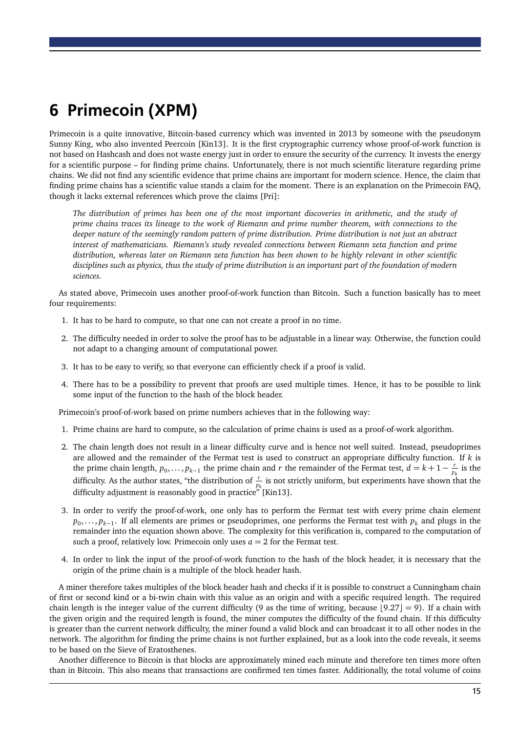# 6 Primecoin (XPM)

Primecoin is a quite innovative, Bitcoin-based currency which was invented in 2013 by someone with the pseudonym Sunny King, who also invented Peercoin [Kin13]. It is the first cryptographic currency whose proof-of-work function is not based on Hashcash and does not waste energy just in order to ensure the security of the currency. It invests the energy for a scientific purpose – for finding prime chains. Unfortunately, there is not much scientific literature regarding prime chains. We did not find any scientific evidence that prime chains are important for modern science. Hence, the claim that finding prime chains has a scientific value stands a claim for the moment. There is an explanation on the Primecoin FAQ, though it lacks external references which prove the claims [Pri]:

> *The distribution of primes has been one of the most important discoveries in arithmetic, and the study of prime chains traces its lineage to the work of Riemann and prime number theorem, with connections to the deeper nature of the seemingly random pattern of prime distribution. Prime distribution is not just an abstract interest of mathematicians. Riemann's study revealed connections between Riemann zeta function and prime distribution, whereas later on Riemann zeta function has been shown to be highly relevant in other scientific disciplines such as physics, thus the study of prime distribution is an important part of the foundation of modern sciences.*

As stated above, Primecoin uses another proof-of-work function than Bitcoin. Such a function basically has to meet four requirements:

1. It has to be hard to compute, so that one can not create a proof in no time.
2. The difficulty needed in order to solve the proof has to be adjustable in a linear way. Otherwise, the function could not adapt to a changing amount of computational power.
3. It has to be easy to verify, so that everyone can efficiently check if a proof is valid.
4. There has to be a possibility to prevent that proofs are used multiple times. Hence, it has to be possible to link some input of the function to the hash of the block header.

Primecoin's proof-of-work based on prime numbers achieves that in the following way:

1. Prime chains are hard to compute, so the calculation of prime chains is used as a proof-of-work algorithm.
2. The chain length does not result in a linear difficulty curve and is hence not well suited. Instead, pseudoprimes are allowed and the remainder of the Fermat test is used to construct an appropriate difficulty function. If $k$ is the prime chain length, $p_0, \ldots, p_{k-1}$ the prime chain and $r$ the remainder of the Fermat test, $d = k + 1 - \frac{r}{p_k}$ is the difficulty. As the author states, "the distribution of $\frac{r}{p_k}$ is not strictly uniform, but experiments have shown that the difficulty adjustment is reasonably good in practice" [Kin13].
3. In order to verify the proof-of-work, one only has to perform the Fermat test with every prime chain element $p_0, \ldots, p_{k-1}$. If all elements are primes or pseudoprimes, one performs the Fermat test with $p_k$ and plugs in the remainder into the equation shown above. The complexity for this verification is, compared to the computation of such a proof, relatively low. Primecoin only uses $a = 2$ for the Fermat test.
4. In order to link the input of the proof-of-work function to the hash of the block header, it is necessary that the origin of the prime chain is a multiple of the block header hash.

A miner therefore takes multiples of the block header hash and checks if it is possible to construct a Cunningham chain of first or second kind or a bi-twin chain with this value as an origin and with a specific required length. The required chain length is the integer value of the current difficulty (9 as the time of writing, because $\lfloor 9.27 \rfloor = 9$). If a chain with the given origin and the required length is found, the miner computes the difficulty of the found chain. If this difficulty is greater than the current network difficulty, the miner found a valid block and can broadcast it to all other nodes in the network. The algorithm for finding the prime chains is not further explained, but as a look into the code reveals, it seems to be based on the Sieve of Eratosthenes.

Another difference to Bitcoin is that blocks are approximately mined each minute and therefore ten times more often than in Bitcoin. This also means that transactions are confirmed ten times faster. Additionally, the total volume of coins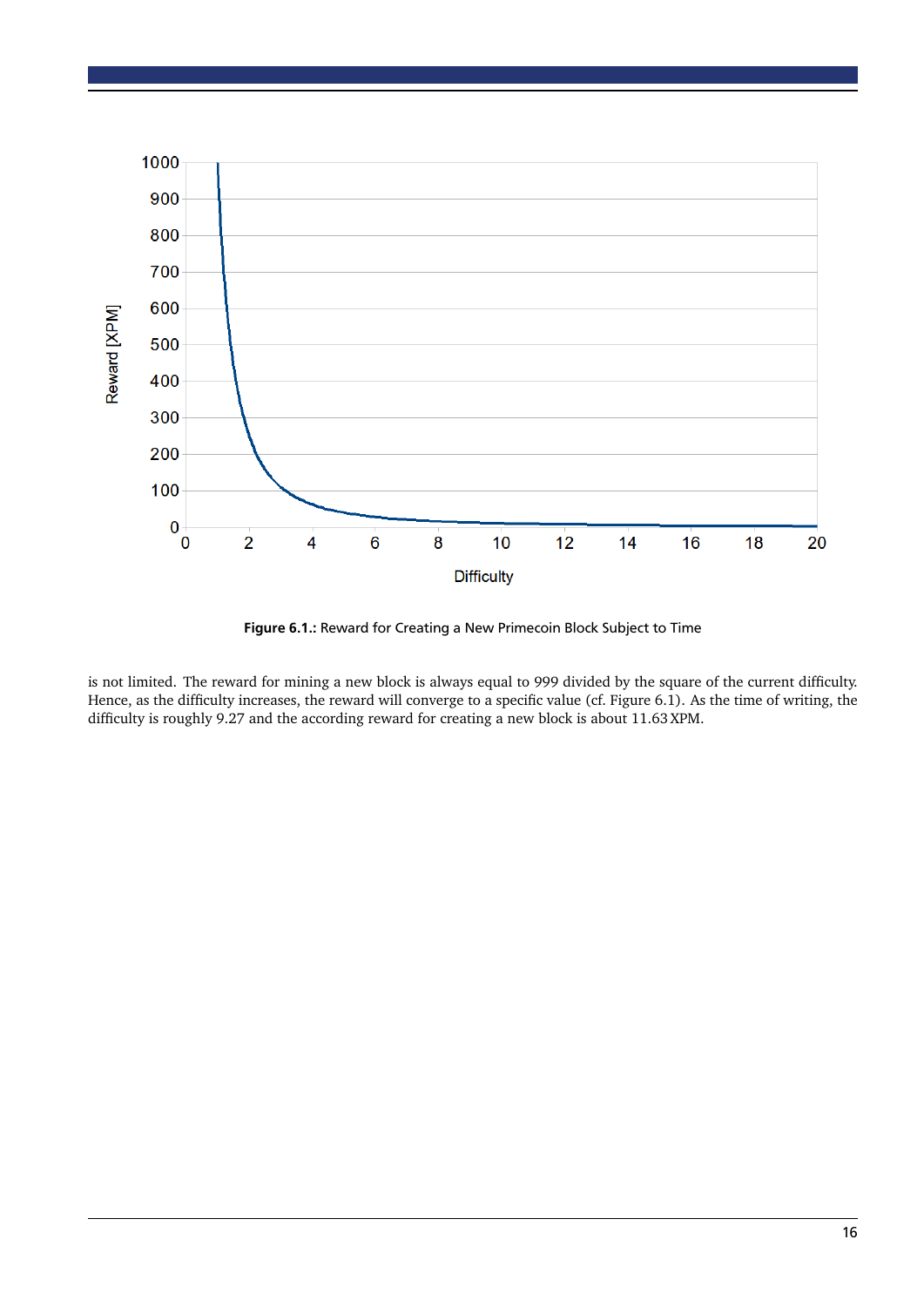Figure 6.1.: Reward for Creating a New Primecoin Block Subject to Time

is not limited. The reward for mining a new block is always equal to 999 divided by the square of the current difficulty. Hence, as the difficulty increases, the reward will converge to a specific value (cf. Figure 6.1). As the time of writing, the difficulty is roughly 9.27 and the according reward for creating a new block is about 11.63 XPM.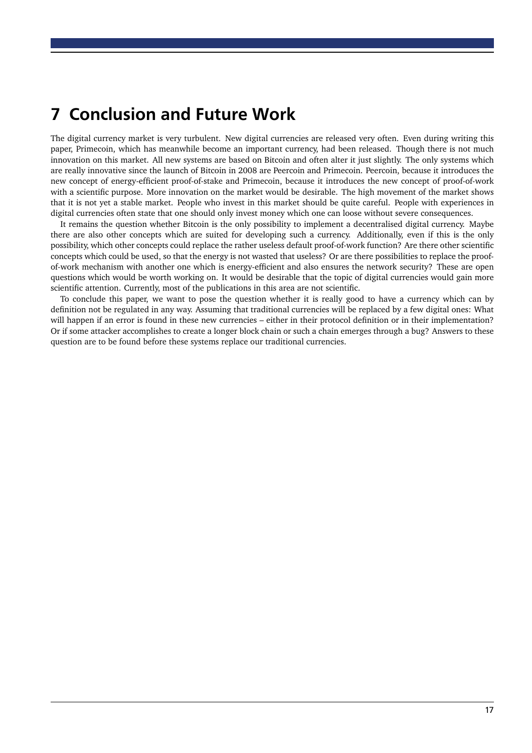# 7 Conclusion and Future Work

The digital currency market is very turbulent. New digital currencies are released very often. Even during writing this paper, Primecoin, which has meanwhile become an important currency, had been released. Though there is not much innovation on this market. All new systems are based on Bitcoin and often alter it just slightly. The only systems which are really innovative since the launch of Bitcoin in 2008 are Peercoin and Primecoin. Peercoin, because it introduces the new concept of energy-efficient proof-of-stake and Primecoin, because it introduces the new concept of proof-of-work with a scientific purpose. More innovation on the market would be desirable. The high movement of the market shows that it is not yet a stable market. People who invest in this market should be quite careful. People with experiences in digital currencies often state that one should only invest money which one can loose without severe consequences.

It remains the question whether Bitcoin is the only possibility to implement a decentralised digital currency. Maybe there are also other concepts which are suited for developing such a currency. Additionally, even if this is the only possibility, which other concepts could replace the rather useless default proof-of-work function? Are there other scientific concepts which could be used, so that the energy is not wasted that useless? Or are there possibilities to replace the proof-of-work mechanism with another one which is energy-efficient and also ensures the network security? These are open questions which would be worth working on. It would be desirable that the topic of digital currencies would gain more scientific attention. Currently, most of the publications in this area are not scientific.

To conclude this paper, we want to pose the question whether it is really good to have a currency which can by definition not be regulated in any way. Assuming that traditional currencies will be replaced by a few digital ones: What will happen if an error is found in these new currencies – either in their protocol definition or in their implementation? Or if some attacker accomplishes to create a longer block chain or such a chain emerges through a bug? Answers to these question are to be found before these systems replace our traditional currencies.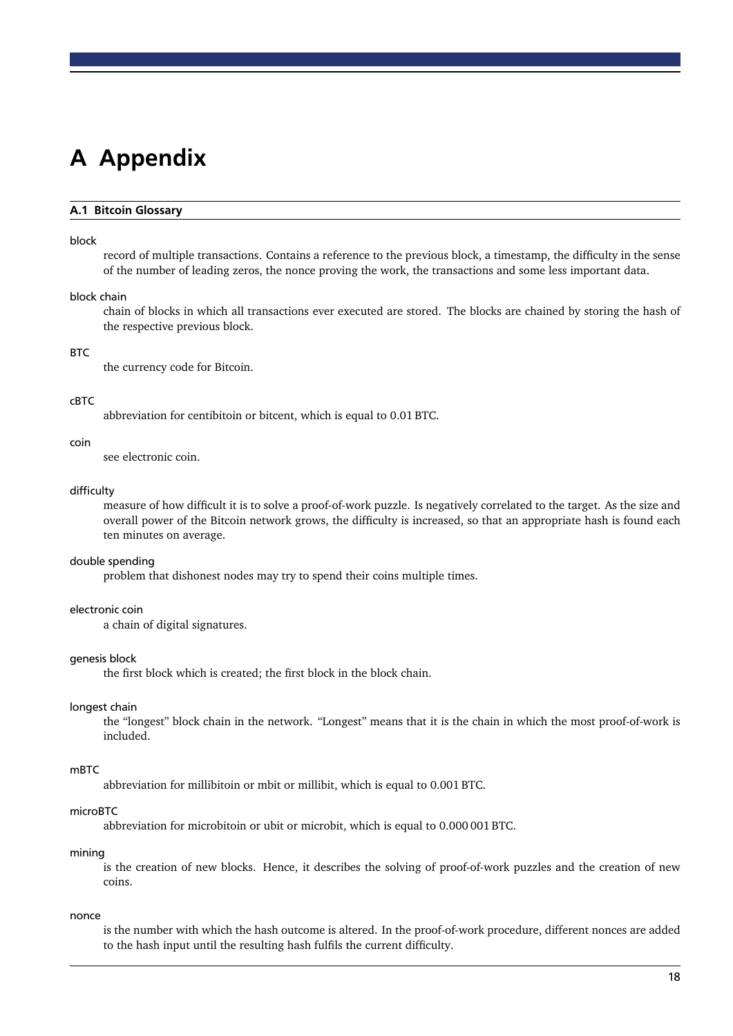# A Appendix

## A.1 Bitcoin Glossary

block
: record of multiple transactions. Contains a reference to the previous block, a timestamp, the difficulty in the sense of the number of leading zeros, the nonce proving the work, the transactions and some less important data.

block chain
: chain of blocks in which all transactions ever executed are stored. The blocks are chained by storing the hash of the respective previous block.

BTC
: the currency code for Bitcoin.

cBTC
: abbreviation for centibitoin or bitcent, which is equal to 0.01 BTC.

coin
: see electronic coin.

difficulty
: measure of how difficult it is to solve a proof-of-work puzzle. Is negatively correlated to the target. As the size and overall power of the Bitcoin network grows, the difficulty is increased, so that an appropriate hash is found each ten minutes on average.

double spending
: problem that dishonest nodes may try to spend their coins multiple times.

electronic coin
: a chain of digital signatures.

genesis block
: the first block which is created; the first block in the block chain.

longest chain
: the "longest" block chain in the network. "Longest" means that it is the chain in which the most proof-of-work is included.

mBTC
: abbreviation for millibitoin or mbit or millibit, which is equal to 0.001 BTC.

microBTC
: abbreviation for microbitoin or ubit or microbit, which is equal to 0.000 001 BTC.

mining
: is the creation of new blocks. Hence, it describes the solving of proof-of-work puzzles and the creation of new coins.

nonce
: is the number with which the hash outcome is altered. In the proof-of-work procedure, different nonces are added to the hash input until the resulting hash fulfils the current difficulty.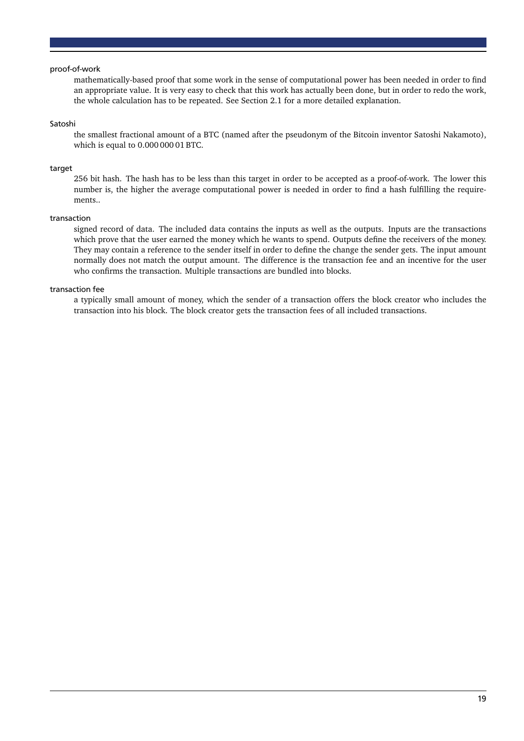proof-of-work
: mathematically-based proof that some work in the sense of computational power has been needed in order to find an appropriate value. It is very easy to check that this work has actually been done, but in order to redo the work, the whole calculation has to be repeated. See Section 2.1 for a more detailed explanation.

Satoshi
: the smallest fractional amount of a BTC (named after the pseudonym of the Bitcoin inventor Satoshi Nakamoto), which is equal to 0.000 000 01 BTC.

target
: 256 bit hash. The hash has to be less than this target in order to be accepted as a proof-of-work. The lower this number is, the higher the average computational power is needed in order to find a hash fulfilling the requirements..

transaction
: signed record of data. The included data contains the inputs as well as the outputs. Inputs are the transactions which prove that the user earned the money which he wants to spend. Outputs define the receivers of the money. They may contain a reference to the sender itself in order to define the change the sender gets. The input amount normally does not match the output amount. The difference is the transaction fee and an incentive for the user who confirms the transaction. Multiple transactions are bundled into blocks.

transaction fee
: a typically small amount of money, which the sender of a transaction offers the block creator who includes the transaction into his block. The block creator gets the transaction fees of all included transactions.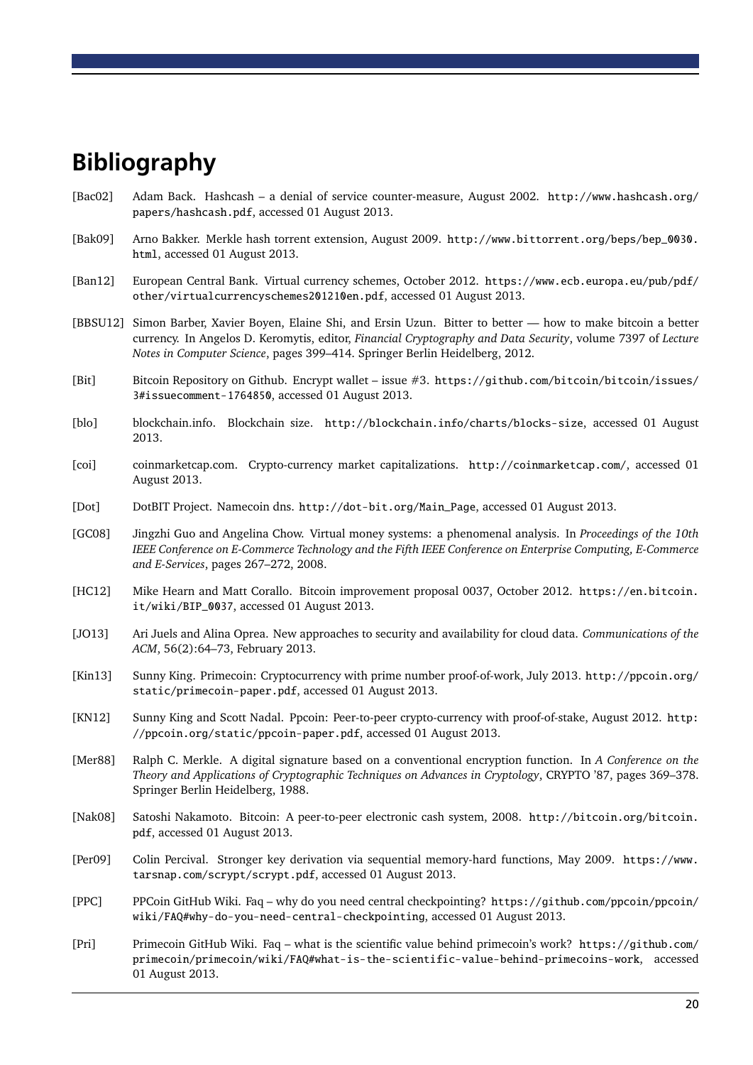# Bibliography

[Bac02] Adam Back. Hashcash – a denial of service counter-measure, August 2002. http://www.hashcash.org/papers/hashcash.pdf, accessed 01 August 2013.

[Bak09] Arno Bakker. Merkle hash torrent extension, August 2009. http://www.bittorrent.org/beps/bep_0030.html, accessed 01 August 2013.

[Ban12] European Central Bank. Virtual currency schemes, October 2012. https://www.ecb.europa.eu/pub/pdf/other/virtualcurrencyschemes201210en.pdf, accessed 01 August 2013.

[BBSU12] Simon Barber, Xavier Boyen, Elaine Shi, and Ersin Uzun. Bitter to better — how to make bitcoin a better currency. In Angelos D. Keromytis, editor, *Financial Cryptography and Data Security*, volume 7397 of *Lecture Notes in Computer Science*, pages 399–414. Springer Berlin Heidelberg, 2012.

[Bit] Bitcoin Repository on Github. Encrypt wallet – issue #3. https://github.com/bitcoin/bitcoin/issues/3#issuecomment-1764850, accessed 01 August 2013.

[blo] blockchain.info. Blockchain size. http://blockchain.info/charts/blocks-size, accessed 01 August 2013.

[coi] coinmarketcap.com. Crypto-currency market capitalizations. http://coinmarketcap.com/, accessed 01 August 2013.

[Dot] DotBIT Project. Namecoin dns. http://dot-bit.org/Main_Page, accessed 01 August 2013.

[GC08] Jingzhi Guo and Angelina Chow. Virtual money systems: a phenomenal analysis. In *Proceedings of the 10th IEEE Conference on E-Commerce Technology and the Fifth IEEE Conference on Enterprise Computing, E-Commerce and E-Services*, pages 267–272, 2008.

[HC12] Mike Hearn and Matt Corallo. Bitcoin improvement proposal 0037, October 2012. https://en.bitcoin.it/wiki/BIP_0037, accessed 01 August 2013.

[JO13] Ari Juels and Alina Oprea. New approaches to security and availability for cloud data. *Communications of the ACM*, 56(2):64–73, February 2013.

[Kin13] Sunny King. Primecoin: Cryptocurrency with prime number proof-of-work, July 2013. http://ppcoin.org/static/primecoin-paper.pdf, accessed 01 August 2013.

[KN12] Sunny King and Scott Nadal. Ppcoin: Peer-to-peer crypto-currency with proof-of-stake, August 2012. http://ppcoin.org/static/ppcoin-paper.pdf, accessed 01 August 2013.

[Mer88] Ralph C. Merkle. A digital signature based on a conventional encryption function. In *A Conference on the Theory and Applications of Cryptographic Techniques on Advances in Cryptology*, CRYPTO '87, pages 369–378. Springer Berlin Heidelberg, 1988.

[Nak08] Satoshi Nakamoto. Bitcoin: A peer-to-peer electronic cash system, 2008. http://bitcoin.org/bitcoin.pdf, accessed 01 August 2013.

[Per09] Colin Percival. Stronger key derivation via sequential memory-hard functions, May 2009. https://www.tarsnap.com/scrypt/scrypt.pdf, accessed 01 August 2013.

[PPC] PPCoin GitHub Wiki. Faq – why do you need central checkpointing? https://github.com/ppcoin/ppcoin/wiki/FAQ#why-do-you-need-central-checkpointing, accessed 01 August 2013.

[Pri] Primecoin GitHub Wiki. Faq – what is the scientific value behind primecoin's work? https://github.com/primecoin/primecoin/wiki/FAQ#what-is-the-scientific-value-behind-primecoins-work, accessed 01 August 2013.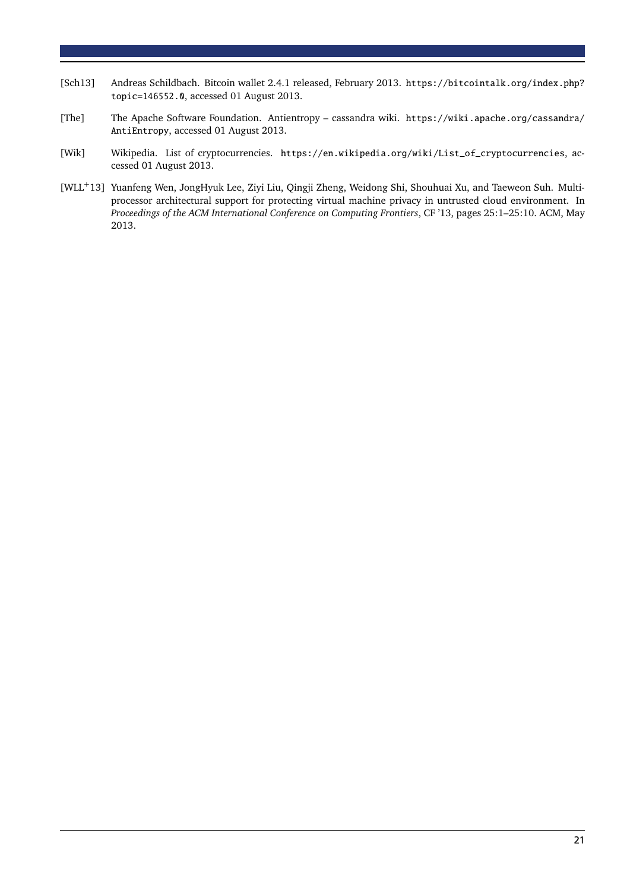[Sch13] Andreas Schildbach. Bitcoin wallet 2.4.1 released, February 2013. https://bitcointalk.org/index.php?topic=146552.0, accessed 01 August 2013.

[The] The Apache Software Foundation. Antientropy – cassandra wiki. https://wiki.apache.org/cassandra/AntiEntropy, accessed 01 August 2013.

[Wik] Wikipedia. List of cryptocurrencies. https://en.wikipedia.org/wiki/List_of_cryptocurrencies, accessed 01 August 2013.

[WLL+13] Yuanfeng Wen, JongHyuk Lee, Ziyi Liu, Qingji Zheng, Weidong Shi, Shouhuai Xu, and Taeweon Suh. Multi-processor architectural support for protecting virtual machine privacy in untrusted cloud environment. In *Proceedings of the ACM International Conference on Computing Frontiers*, CF '13, pages 25:1–25:10. ACM, May 2013.